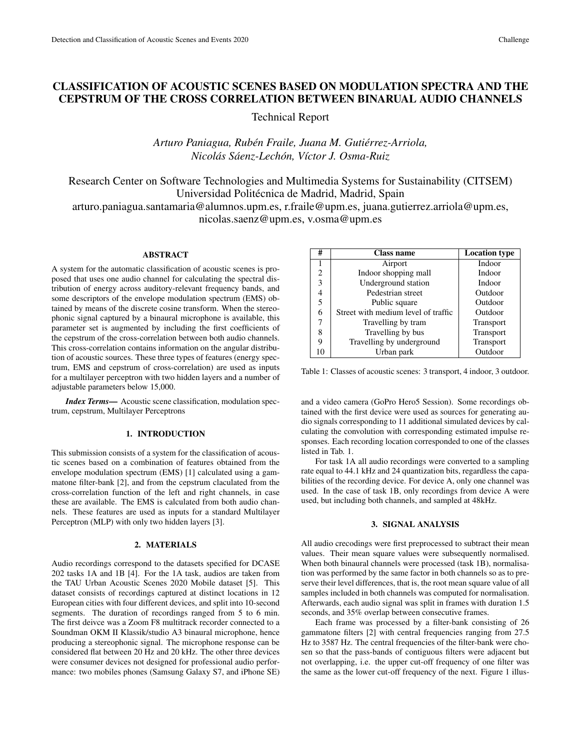# CLASSIFICATION OF ACOUSTIC SCENES BASED ON MODULATION SPECTRA AND THE CEPSTRUM OF THE CROSS CORRELATION BETWEEN BINARUAL AUDIO CHANNELS

Technical Report

*Arturo Paniagua, Rubén Fraile, Juana M. Gutiérrez-Arriola, Nicolás Sáenz-Lechón, Víctor J. Osma-Ruiz*

Research Center on Software Technologies and Multimedia Systems for Sustainability (CITSEM)
Universidad Politécnica de Madrid, Madrid, Spain
arturo.paniagua.santamaria@alumnos.upm.es, r.fraile@upm.es, juana.gutierrez.arriola@upm.es, nicolas.saenz@upm.es, v.osma@upm.es

## ABSTRACT

A system for the automatic classification of acoustic scenes is proposed that uses one audio channel for calculating the spectral distribution of energy across auditory-relevant frequency bands, and some descriptors of the envelope modulation spectrum (EMS) obtained by means of the discrete cosine transform. When the stereophonic signal captured by a binaural microphone is available, this parameter set is augmented by including the first coefficients of the cepstrum of the cross-correlation between both audio channels. This cross-correlation contains information on the angular distribution of acoustic sources. These three types of features (energy spectrum, EMS and cepstrum of cross-correlation) are used as inputs for a multilayer perceptron with two hidden layers and a number of adjustable parameters below 15,000.

***Index Terms*—** Acoustic scene classification, modulation spectrum, cepstrum, Multilayer Perceptrons

## 1. INTRODUCTION

This submission consists of a system for the classification of acoustic scenes based on a combination of features obtained from the envelope modulation spectrum (EMS) [1] calculated using a gammatone filter-bank [2], and from the cepstrum claculated from the cross-correlation function of the left and right channels, in case these are available. The EMS is calculated from both audio channels. These features are used as inputs for a standard Multilayer Perceptron (MLP) with only two hidden layers [3].

## 2. MATERIALS

Audio recordings correspond to the datasets specified for DCASE 202 tasks 1A and 1B [4]. For the 1A task, audios are taken from the TAU Urban Acoustic Scenes 2020 Mobile dataset [5]. This dataset consists of recordings captured at distinct locations in 12 European cities with four different devices, and split into 10-second segments. The duration of recordings ranged from 5 to 6 min. The first deivce was a Zoom F8 multitrack recorder connected to a Soundman OKM II Klassik/studio A3 binaural microphone, hence producing a stereophonic signal. The microphone response can be considered flat between 20 Hz and 20 kHz. The other three devices were consumer devices not designed for professional audio performance: two mobiles phones (Samsung Galaxy S7, and iPhone SE) and a video camera (GoPro Hero5 Session). Some recordings obtained with the first device were used as sources for generating audio signals corresponding to 11 additional simulated devices by calculating the convolution with corresponding estimated impulse responses. Each recording location corresponded to one of the classes listed in Tab. 1.

| # | Class name | Location type |
|---|---|---|
| 1 | Airport | Indoor |
| 2 | Indoor shopping mall | Indoor |
| 3 | Underground station | Indoor |
| 4 | Pedestrian street | Outdoor |
| 5 | Public square | Outdoor |
| 6 | Street with medium level of traffic | Outdoor |
| 7 | Travelling by tram | Transport |
| 8 | Travelling by bus | Transport |
| 9 | Travelling by underground | Transport |
| 10 | Urban park | Outdoor |

Table 1: Classes of acoustic scenes: 3 transport, 4 indoor, 3 outdoor.

For task 1A all audio recordings were converted to a sampling rate equal to 44.1 kHz and 24 quantization bits, regardless the capabilities of the recording device. For device A, only one channel was used. In the case of task 1B, only recordings from device A were used, but including both channels, and sampled at 48kHz.

## 3. SIGNAL ANALYSIS

All audio crecodings were first preprocessed to subtract their mean values. Their mean square values were subsequently normalised. When both binaural channels were processed (task 1B), normalisation was performed by the same factor in both channels so as to preserve their level differences, that is, the root mean square value of all samples included in both channels was computed for normalisation. Afterwards, each audio signal was split in frames with duration 1.5 seconds, and 35% overlap between consecutive frames.

Each frame was processed by a filter-bank consisting of 26 gammatone filters [2] with central frequencies ranging from 27.5 Hz to 3587 Hz. The central frequencies of the filter-bank were chosen so that the pass-bands of contiguous filters were adjacent but not overlapping, i.e. the upper cut-off frequency of one filter was the same as the lower cut-off frequency of the next. Figure 1 illus-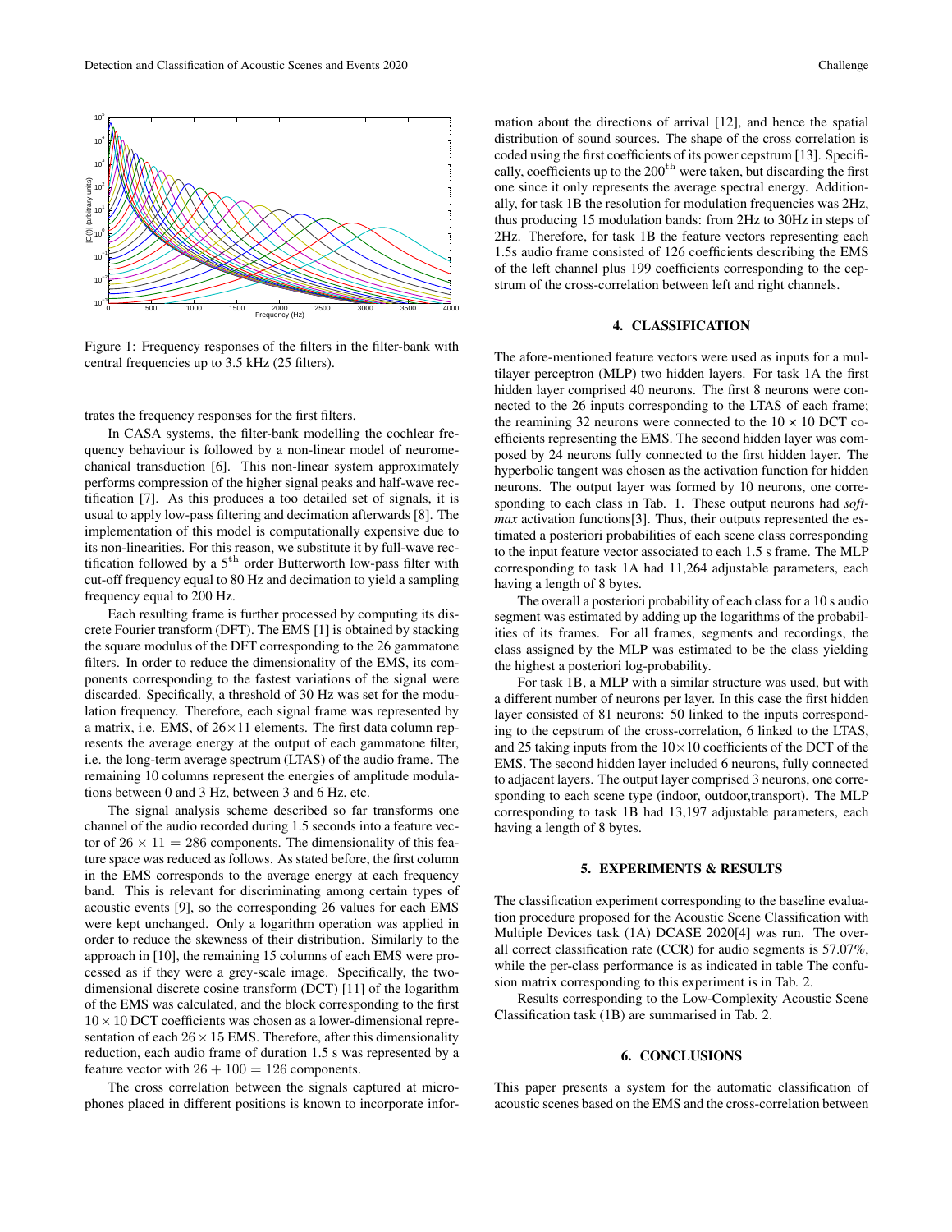Figure 1: Frequency responses of the filters in the filter-bank with central frequencies up to 3.5 kHz (25 filters).

trates the frequency responses for the first filters.

In CASA systems, the filter-bank modelling the cochlear frequency behaviour is followed by a non-linear model of neuromechanical transduction [6]. This non-linear system approximately performs compression of the higher signal peaks and half-wave rectification [7]. As this produces a too detailed set of signals, it is usual to apply low-pass filtering and decimation afterwards [8]. The implementation of this model is computationally expensive due to its non-linearities. For this reason, we substitute it by full-wave rectification followed by a $5^{\text{th}}$ order Butterworth low-pass filter with cut-off frequency equal to 80 Hz and decimation to yield a sampling frequency equal to 200 Hz.

Each resulting frame is further processed by computing its discrete Fourier transform (DFT). The EMS [1] is obtained by stacking the square modulus of the DFT corresponding to the 26 gammatone filters. In order to reduce the dimensionality of the EMS, its components corresponding to the fastest variations of the signal were discarded. Specifically, a threshold of 30 Hz was set for the modulation frequency. Therefore, each signal frame was represented by a matrix, i.e. EMS, of $26\times11$ elements. The first data column represents the average energy at the output of each gammatone filter, i.e. the long-term average spectrum (LTAS) of the audio frame. The remaining 10 columns represent the energies of amplitude modulations between 0 and 3 Hz, between 3 and 6 Hz, etc.

The signal analysis scheme described so far transforms one channel of the audio recorded during 1.5 seconds into a feature vector of $26 \times 11 = 286$ components. The dimensionality of this feature space was reduced as follows. As stated before, the first column in the EMS corresponds to the average energy at each frequency band. This is relevant for discriminating among certain types of acoustic events [9], so the corresponding 26 values for each EMS were kept unchanged. Only a logarithm operation was applied in order to reduce the skewness of their distribution. Similarly to the approach in [10], the remaining 15 columns of each EMS were processed as if they were a grey-scale image. Specifically, the two-dimensional discrete cosine transform (DCT) [11] of the logarithm of the EMS was calculated, and the block corresponding to the first $10 \times 10$ DCT coefficients was chosen as a lower-dimensional representation of each $26 \times 15$ EMS. Therefore, after this dimensionality reduction, each audio frame of duration 1.5 s was represented by a feature vector with $26 + 100 = 126$ components.

The cross correlation between the signals captured at microphones placed in different positions is known to incorporate information about the directions of arrival [12], and hence the spatial distribution of sound sources. The shape of the cross correlation is coded using the first coefficients of its power cepstrum [13]. Specifically, coefficients up to the $200^{\text{th}}$ were taken, but discarding the first one since it only represents the average spectral energy. Additionally, for task 1B the resolution for modulation frequencies was 2Hz, thus producing 15 modulation bands: from 2Hz to 30Hz in steps of 2Hz. Therefore, for task 1B the feature vectors representing each 1.5s audio frame consisted of 126 coefficients describing the EMS of the left channel plus 199 coefficients corresponding to the cepstrum of the cross-correlation between left and right channels.

## 4. CLASSIFICATION

The afore-mentioned feature vectors were used as inputs for a multilayer perceptron (MLP) two hidden layers. For task 1A the first hidden layer comprised 40 neurons. The first 8 neurons were connected to the 26 inputs corresponding to the LTAS of each frame; the reamining 32 neurons were connected to the $10 \times 10$ DCT coefficients representing the EMS. The second hidden layer was composed by 24 neurons fully connected to the first hidden layer. The hyperbolic tangent was chosen as the activation function for hidden neurons. The output layer was formed by 10 neurons, one corresponding to each class in Tab. 1. These output neurons had *softmax* activation functions[3]. Thus, their outputs represented the estimated a posteriori probabilities of each scene class corresponding to the input feature vector associated to each 1.5 s frame. The MLP corresponding to task 1A had 11,264 adjustable parameters, each having a length of 8 bytes.

The overall a posteriori probability of each class for a 10 s audio segment was estimated by adding up the logarithms of the probabilities of its frames. For all frames, segments and recordings, the class assigned by the MLP was estimated to be the class yielding the highest a posteriori log-probability.

For task 1B, a MLP with a similar structure was used, but with a different number of neurons per layer. In this case the first hidden layer consisted of 81 neurons: 50 linked to the inputs corresponding to the cepstrum of the cross-correlation, 6 linked to the LTAS, and 25 taking inputs from the $10\times10$ coefficients of the DCT of the EMS. The second hidden layer included 6 neurons, fully connected to adjacent layers. The output layer comprised 3 neurons, one corresponding to each scene type (indoor, outdoor,transport). The MLP corresponding to task 1B had 13,197 adjustable parameters, each having a length of 8 bytes.

## 5. EXPERIMENTS & RESULTS

The classification experiment corresponding to the baseline evaluation procedure proposed for the Acoustic Scene Classification with Multiple Devices task (1A) DCASE 2020[4] was run. The overall correct classification rate (CCR) for audio segments is 57.07%, while the per-class performance is as indicated in table The confusion matrix corresponding to this experiment is in Tab. 2.

Results corresponding to the Low-Complexity Acoustic Scene Classification task (1B) are summarised in Tab. 2.

## 6. CONCLUSIONS

This paper presents a system for the automatic classification of acoustic scenes based on the EMS and the cross-correlation between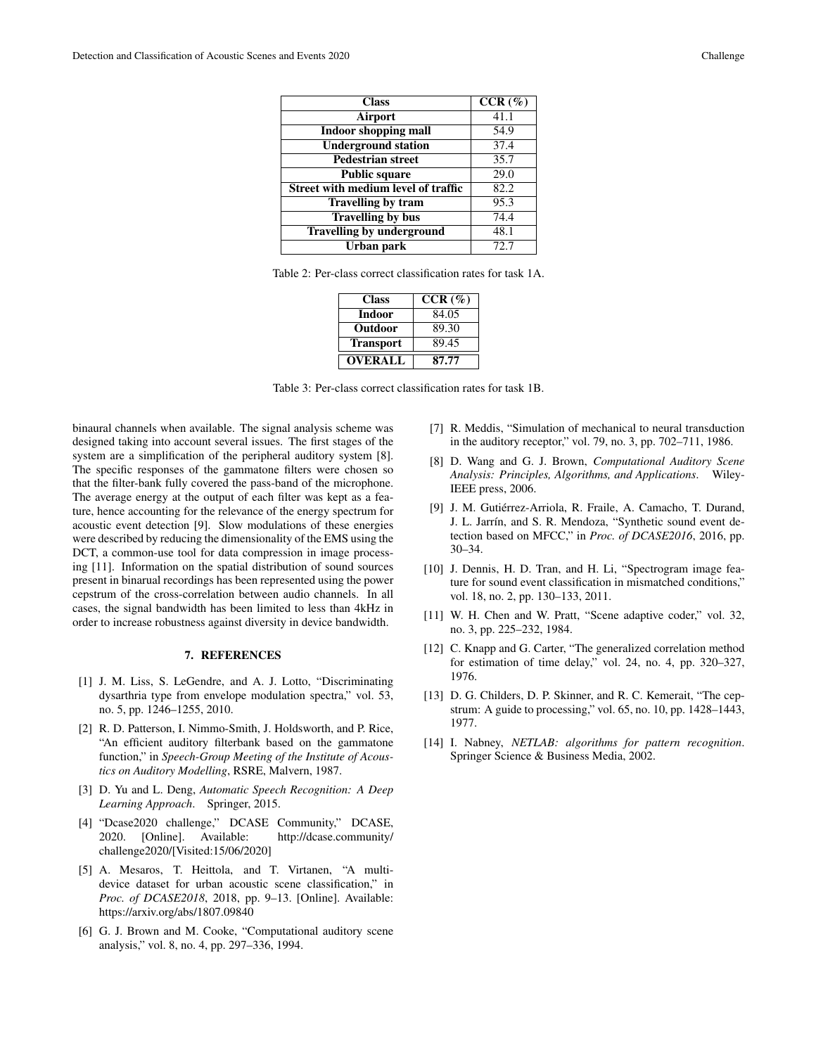| Class | CCR (%) |
|---|---|
| **Airport** | 41.1 |
| **Indoor shopping mall** | 54.9 |
| **Underground station** | 37.4 |
| **Pedestrian street** | 35.7 |
| **Public square** | 29.0 |
| **Street with medium level of traffic** | 82.2 |
| **Travelling by tram** | 95.3 |
| **Travelling by bus** | 74.4 |
| **Travelling by underground** | 48.1 |
| **Urban park** | 72.7 |

Table 2: Per-class correct classification rates for task 1A.

| Class | CCR (%) |
|---|---|
| **Indoor** | 84.05 |
| **Outdoor** | 89.30 |
| **Transport** | 89.45 |
| **OVERALL** | **87.77** |

Table 3: Per-class correct classification rates for task 1B.

binaural channels when available. The signal analysis scheme was designed taking into account several issues. The first stages of the system are a simplification of the peripheral auditory system [8]. The specific responses of the gammatone filters were chosen so that the filter-bank fully covered the pass-band of the microphone. The average energy at the output of each filter was kept as a feature, hence accounting for the relevance of the energy spectrum for acoustic event detection [9]. Slow modulations of these energies were described by reducing the dimensionality of the EMS using the DCT, a common-use tool for data compression in image processing [11]. Information on the spatial distribution of sound sources present in binarual recordings has been represented using the power cepstrum of the cross-correlation between audio channels. In all cases, the signal bandwidth has been limited to less than 4kHz in order to increase robustness against diversity in device bandwidth.

## 7. REFERENCES

[1] J. M. Liss, S. LeGendre, and A. J. Lotto, "Discriminating dysarthria type from envelope modulation spectra," vol. 53, no. 5, pp. 1246–1255, 2010.

[2] R. D. Patterson, I. Nimmo-Smith, J. Holdsworth, and P. Rice, "An efficient auditory filterbank based on the gammatone function," in *Speech-Group Meeting of the Institute of Acoustics on Auditory Modelling*, RSRE, Malvern, 1987.

[3] D. Yu and L. Deng, *Automatic Speech Recognition: A Deep Learning Approach*. Springer, 2015.

[4] "Dcase2020 challenge," DCASE Community," DCASE, 2020. [Online]. Available: http://dcase.community/challenge2020/[Visited:15/06/2020]

[5] A. Mesaros, T. Heittola, and T. Virtanen, "A multi-device dataset for urban acoustic scene classification," in *Proc. of DCASE2018*, 2018, pp. 9–13. [Online]. Available: https://arxiv.org/abs/1807.09840

[6] G. J. Brown and M. Cooke, "Computational auditory scene analysis," vol. 8, no. 4, pp. 297–336, 1994.

[7] R. Meddis, "Simulation of mechanical to neural transduction in the auditory receptor," vol. 79, no. 3, pp. 702–711, 1986.

[8] D. Wang and G. J. Brown, *Computational Auditory Scene Analysis: Principles, Algorithms, and Applications*. Wiley-IEEE press, 2006.

[9] J. M. Gutiérrez-Arriola, R. Fraile, A. Camacho, T. Durand, J. L. Jarrín, and S. R. Mendoza, "Synthetic sound event detection based on MFCC," in *Proc. of DCASE2016*, 2016, pp. 30–34.

[10] J. Dennis, H. D. Tran, and H. Li, "Spectrogram image feature for sound event classification in mismatched conditions," vol. 18, no. 2, pp. 130–133, 2011.

[11] W. H. Chen and W. Pratt, "Scene adaptive coder," vol. 32, no. 3, pp. 225–232, 1984.

[12] C. Knapp and G. Carter, "The generalized correlation method for estimation of time delay," vol. 24, no. 4, pp. 320–327, 1976.

[13] D. G. Childers, D. P. Skinner, and R. C. Kemerait, "The cepstrum: A guide to processing," vol. 65, no. 10, pp. 1428–1443, 1977.

[14] I. Nabney, *NETLAB: algorithms for pattern recognition*. Springer Science & Business Media, 2002.